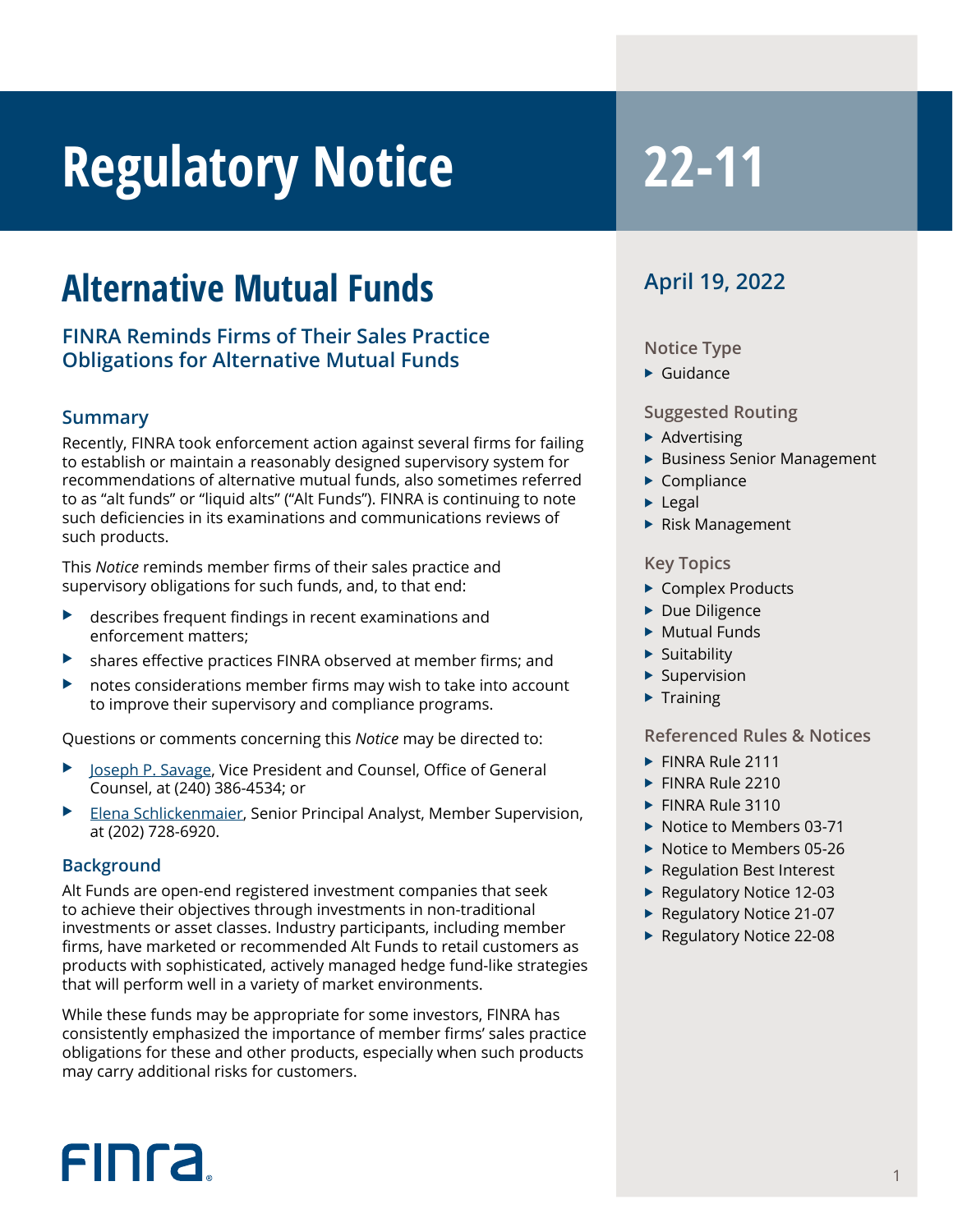# Regulatory Notice 22-11

## Alternative Mutual Funds

### FINRA Reminds Firms of Their Sales Practice Obligations for Alternative Mutual Funds

April 19, 2022

**Notice Type**

- Guidance

**Suggested Routing**

- Advertising
- Business Senior Management
- Compliance
- Legal
- Risk Management

**Key Topics**

- Complex Products
- Due Diligence
- Mutual Funds
- Suitability
- Supervision
- Training

**Referenced Rules & Notices**

- FINRA Rule 2111
- FINRA Rule 2210
- FINRA Rule 3110
- Notice to Members 03-71
- Notice to Members 05-26
- Regulation Best Interest
- Regulatory Notice 12-03
- Regulatory Notice 21-07
- Regulatory Notice 22-08

### Summary

Recently, FINRA took enforcement action against several firms for failing to establish or maintain a reasonably designed supervisory system for recommendations of alternative mutual funds, also sometimes referred to as "alt funds" or "liquid alts" ("Alt Funds"). FINRA is continuing to note such deficiencies in its examinations and communications reviews of such products.

This *Notice* reminds member firms of their sales practice and supervisory obligations for such funds, and, to that end:

- describes frequent findings in recent examinations and enforcement matters;
- shares effective practices FINRA observed at member firms; and
- notes considerations member firms may wish to take into account to improve their supervisory and compliance programs.

Questions or comments concerning this *Notice* may be directed to:

- Joseph P. Savage, Vice President and Counsel, Office of General Counsel, at (240) 386-4534; or
- Elena Schlickenmaier, Senior Principal Analyst, Member Supervision, at (202) 728-6920.

### Background

Alt Funds are open-end registered investment companies that seek to achieve their objectives through investments in non-traditional investments or asset classes. Industry participants, including member firms, have marketed or recommended Alt Funds to retail customers as products with sophisticated, actively managed hedge fund-like strategies that will perform well in a variety of market environments.

While these funds may be appropriate for some investors, FINRA has consistently emphasized the importance of member firms' sales practice obligations for these and other products, especially when such products may carry additional risks for customers.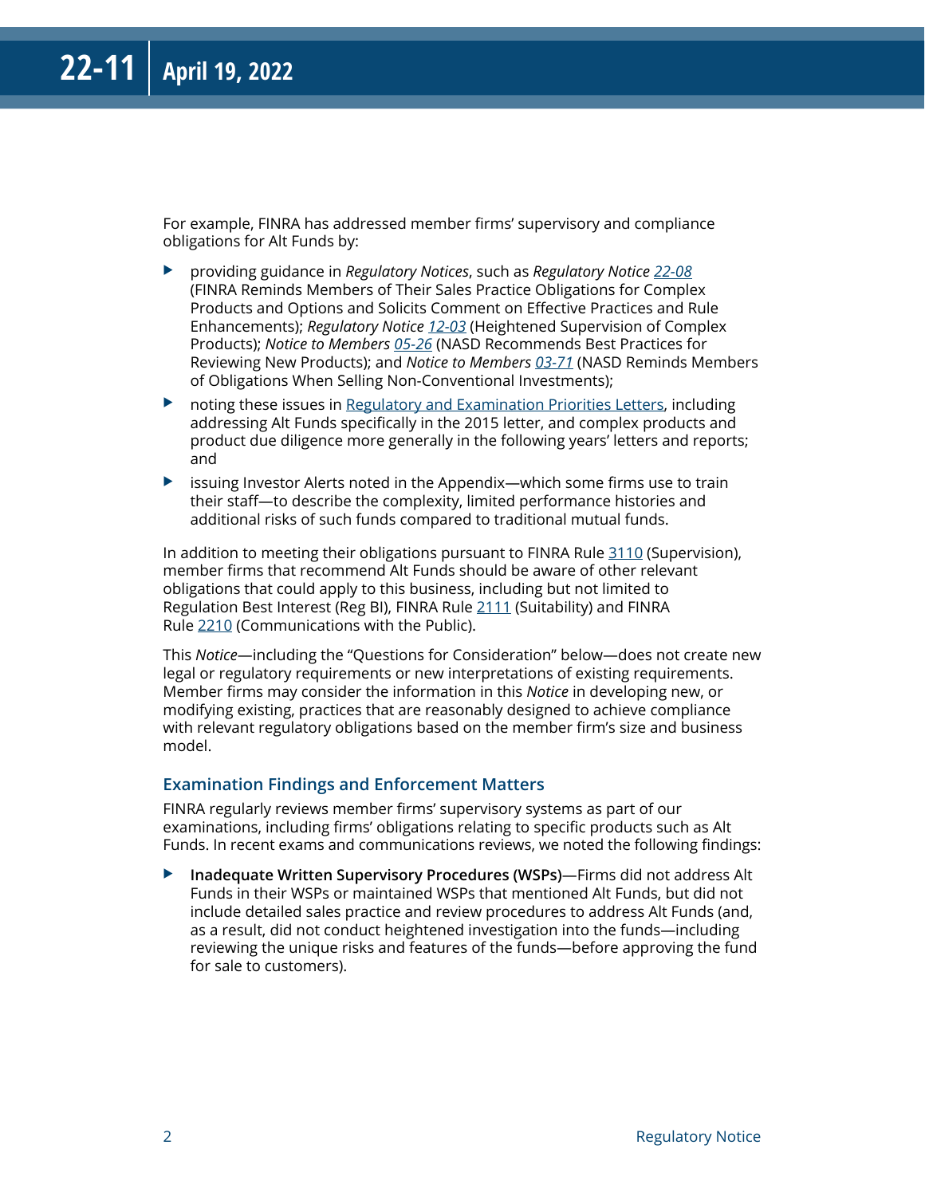For example, FINRA has addressed member firms' supervisory and compliance obligations for Alt Funds by:

- providing guidance in *Regulatory Notices*, such as *Regulatory Notice 22-08* (FINRA Reminds Members of Their Sales Practice Obligations for Complex Products and Options and Solicits Comment on Effective Practices and Rule Enhancements); *Regulatory Notice 12-03* (Heightened Supervision of Complex Products); *Notice to Members 05-26* (NASD Recommends Best Practices for Reviewing New Products); and *Notice to Members 03-71* (NASD Reminds Members of Obligations When Selling Non-Conventional Investments);
- noting these issues in Regulatory and Examination Priorities Letters, including addressing Alt Funds specifically in the 2015 letter, and complex products and product due diligence more generally in the following years' letters and reports; and
- issuing Investor Alerts noted in the Appendix—which some firms use to train their staff—to describe the complexity, limited performance histories and additional risks of such funds compared to traditional mutual funds.

In addition to meeting their obligations pursuant to FINRA Rule 3110 (Supervision), member firms that recommend Alt Funds should be aware of other relevant obligations that could apply to this business, including but not limited to Regulation Best Interest (Reg BI), FINRA Rule 2111 (Suitability) and FINRA Rule 2210 (Communications with the Public).

This *Notice*—including the "Questions for Consideration" below—does not create new legal or regulatory requirements or new interpretations of existing requirements. Member firms may consider the information in this *Notice* in developing new, or modifying existing, practices that are reasonably designed to achieve compliance with relevant regulatory obligations based on the member firm's size and business model.

### Examination Findings and Enforcement Matters

FINRA regularly reviews member firms' supervisory systems as part of our examinations, including firms' obligations relating to specific products such as Alt Funds. In recent exams and communications reviews, we noted the following findings:

- **Inadequate Written Supervisory Procedures (WSPs)**—Firms did not address Alt Funds in their WSPs or maintained WSPs that mentioned Alt Funds, but did not include detailed sales practice and review procedures to address Alt Funds (and, as a result, did not conduct heightened investigation into the funds—including reviewing the unique risks and features of the funds—before approving the fund for sale to customers).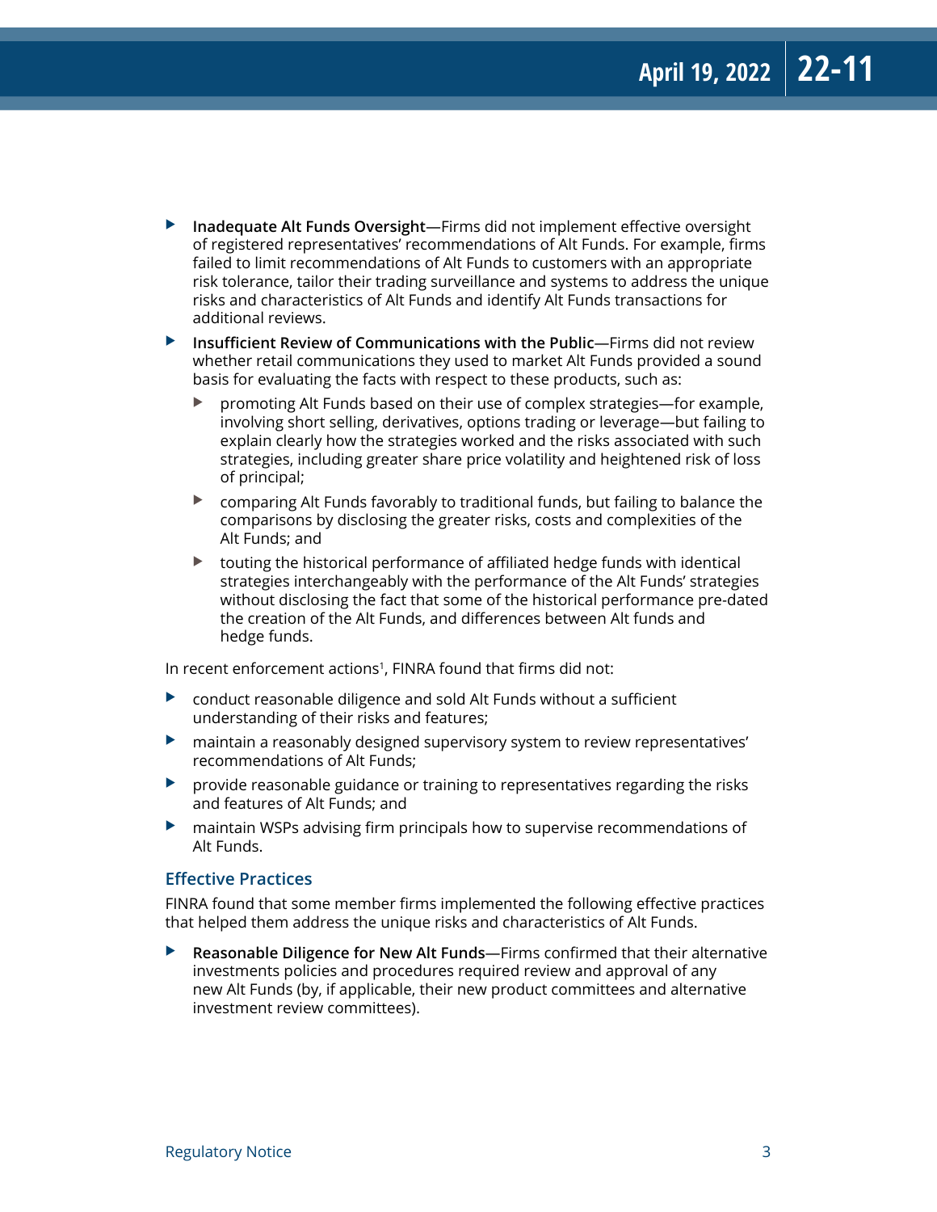- **Inadequate Alt Funds Oversight**—Firms did not implement effective oversight of registered representatives' recommendations of Alt Funds. For example, firms failed to limit recommendations of Alt Funds to customers with an appropriate risk tolerance, tailor their trading surveillance and systems to address the unique risks and characteristics of Alt Funds and identify Alt Funds transactions for additional reviews.
- **Insufficient Review of Communications with the Public**—Firms did not review whether retail communications they used to market Alt Funds provided a sound basis for evaluating the facts with respect to these products, such as:
  - promoting Alt Funds based on their use of complex strategies—for example, involving short selling, derivatives, options trading or leverage—but failing to explain clearly how the strategies worked and the risks associated with such strategies, including greater share price volatility and heightened risk of loss of principal;
  - comparing Alt Funds favorably to traditional funds, but failing to balance the comparisons by disclosing the greater risks, costs and complexities of the Alt Funds; and
  - touting the historical performance of affiliated hedge funds with identical strategies interchangeably with the performance of the Alt Funds' strategies without disclosing the fact that some of the historical performance pre-dated the creation of the Alt Funds, and differences between Alt funds and hedge funds.

In recent enforcement actions[1], FINRA found that firms did not:

- conduct reasonable diligence and sold Alt Funds without a sufficient understanding of their risks and features;
- maintain a reasonably designed supervisory system to review representatives' recommendations of Alt Funds;
- provide reasonable guidance or training to representatives regarding the risks and features of Alt Funds; and
- maintain WSPs advising firm principals how to supervise recommendations of Alt Funds.

### Effective Practices

FINRA found that some member firms implemented the following effective practices that helped them address the unique risks and characteristics of Alt Funds.

- **Reasonable Diligence for New Alt Funds**—Firms confirmed that their alternative investments policies and procedures required review and approval of any new Alt Funds (by, if applicable, their new product committees and alternative investment review committees).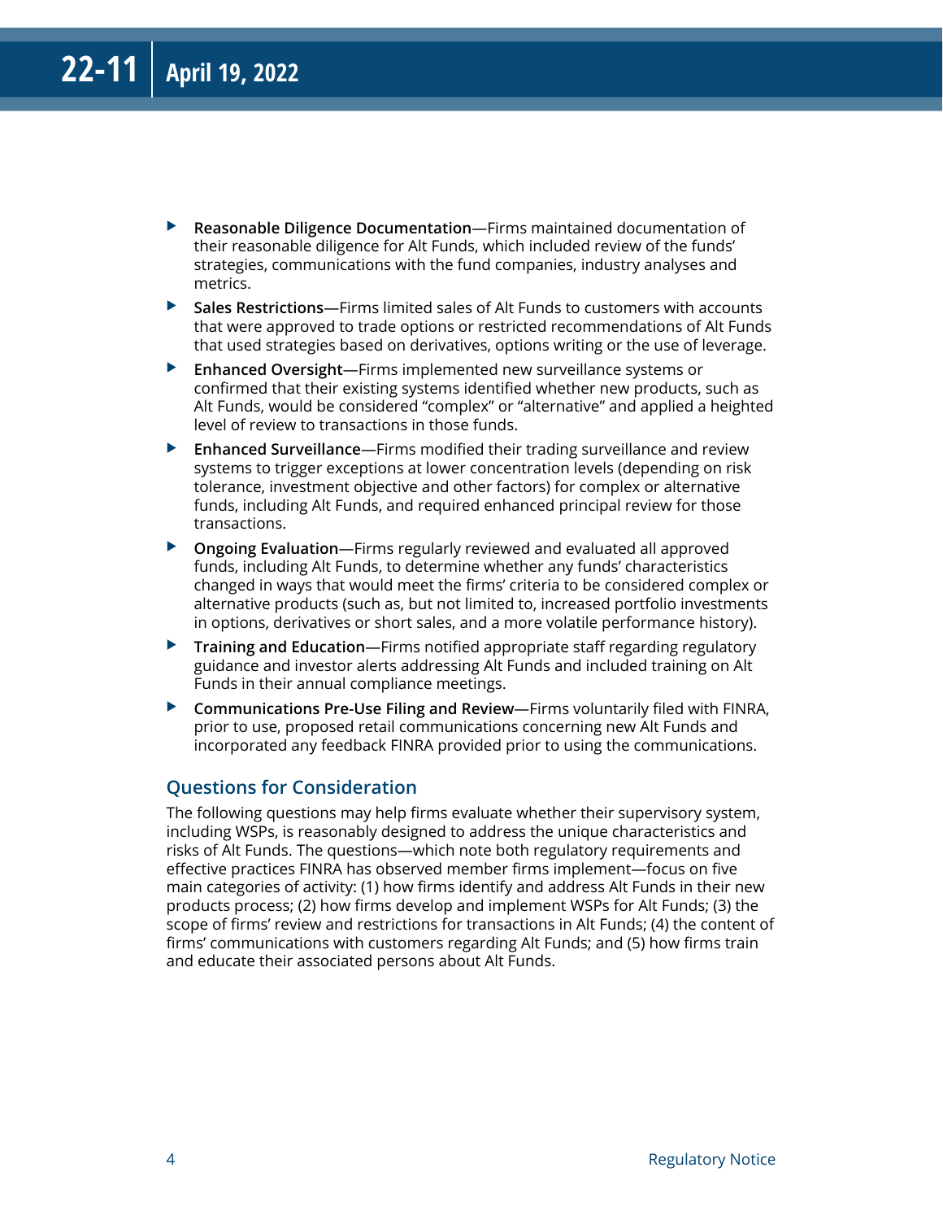- **Reasonable Diligence Documentation**—Firms maintained documentation of their reasonable diligence for Alt Funds, which included review of the funds' strategies, communications with the fund companies, industry analyses and metrics.
- **Sales Restrictions**—Firms limited sales of Alt Funds to customers with accounts that were approved to trade options or restricted recommendations of Alt Funds that used strategies based on derivatives, options writing or the use of leverage.
- **Enhanced Oversight**—Firms implemented new surveillance systems or confirmed that their existing systems identified whether new products, such as Alt Funds, would be considered "complex" or "alternative" and applied a heighted level of review to transactions in those funds.
- **Enhanced Surveillance**—Firms modified their trading surveillance and review systems to trigger exceptions at lower concentration levels (depending on risk tolerance, investment objective and other factors) for complex or alternative funds, including Alt Funds, and required enhanced principal review for those transactions.
- **Ongoing Evaluation**—Firms regularly reviewed and evaluated all approved funds, including Alt Funds, to determine whether any funds' characteristics changed in ways that would meet the firms' criteria to be considered complex or alternative products (such as, but not limited to, increased portfolio investments in options, derivatives or short sales, and a more volatile performance history).
- **Training and Education**—Firms notified appropriate staff regarding regulatory guidance and investor alerts addressing Alt Funds and included training on Alt Funds in their annual compliance meetings.
- **Communications Pre-Use Filing and Review**—Firms voluntarily filed with FINRA, prior to use, proposed retail communications concerning new Alt Funds and incorporated any feedback FINRA provided prior to using the communications.

## Questions for Consideration

The following questions may help firms evaluate whether their supervisory system, including WSPs, is reasonably designed to address the unique characteristics and risks of Alt Funds. The questions—which note both regulatory requirements and effective practices FINRA has observed member firms implement—focus on five main categories of activity: (1) how firms identify and address Alt Funds in their new products process; (2) how firms develop and implement WSPs for Alt Funds; (3) the scope of firms' review and restrictions for transactions in Alt Funds; (4) the content of firms' communications with customers regarding Alt Funds; and (5) how firms train and educate their associated persons about Alt Funds.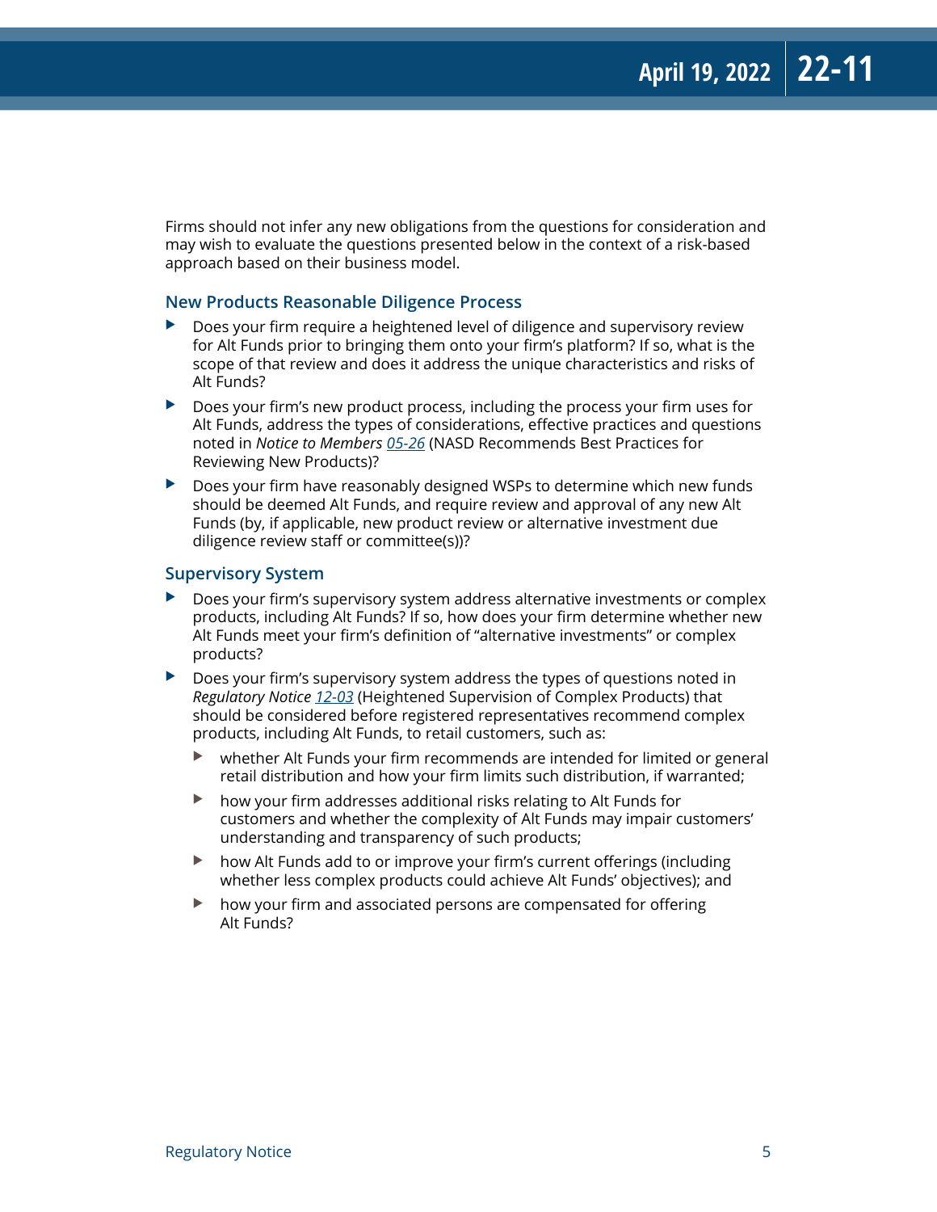Firms should not infer any new obligations from the questions for consideration and may wish to evaluate the questions presented below in the context of a risk-based approach based on their business model.

### New Products Reasonable Diligence Process

- Does your firm require a heightened level of diligence and supervisory review for Alt Funds prior to bringing them onto your firm's platform? If so, what is the scope of that review and does it address the unique characteristics and risks of Alt Funds?
- Does your firm's new product process, including the process your firm uses for Alt Funds, address the types of considerations, effective practices and questions noted in *Notice to Members* 05-26 (NASD Recommends Best Practices for Reviewing New Products)?
- Does your firm have reasonably designed WSPs to determine which new funds should be deemed Alt Funds, and require review and approval of any new Alt Funds (by, if applicable, new product review or alternative investment due diligence review staff or committee(s))?

### Supervisory System

- Does your firm's supervisory system address alternative investments or complex products, including Alt Funds? If so, how does your firm determine whether new Alt Funds meet your firm's definition of "alternative investments" or complex products?
- Does your firm's supervisory system address the types of questions noted in *Regulatory Notice* 12-03 (Heightened Supervision of Complex Products) that should be considered before registered representatives recommend complex products, including Alt Funds, to retail customers, such as:
  - whether Alt Funds your firm recommends are intended for limited or general retail distribution and how your firm limits such distribution, if warranted;
  - how your firm addresses additional risks relating to Alt Funds for customers and whether the complexity of Alt Funds may impair customers' understanding and transparency of such products;
  - how Alt Funds add to or improve your firm's current offerings (including whether less complex products could achieve Alt Funds' objectives); and
  - how your firm and associated persons are compensated for offering Alt Funds?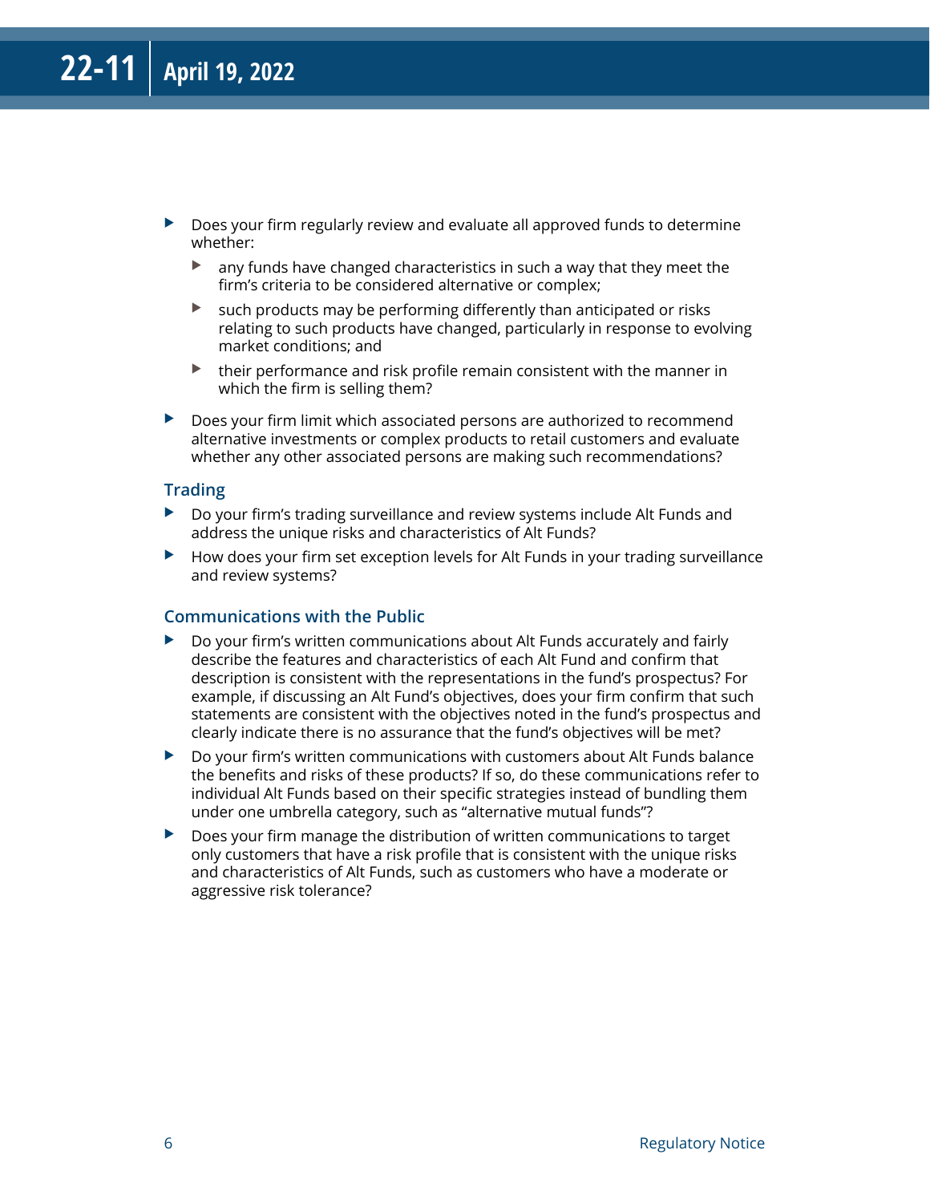- Does your firm regularly review and evaluate all approved funds to determine whether:
  - any funds have changed characteristics in such a way that they meet the firm's criteria to be considered alternative or complex;
  - such products may be performing differently than anticipated or risks relating to such products have changed, particularly in response to evolving market conditions; and
  - their performance and risk profile remain consistent with the manner in which the firm is selling them?
- Does your firm limit which associated persons are authorized to recommend alternative investments or complex products to retail customers and evaluate whether any other associated persons are making such recommendations?

### Trading

- Do your firm's trading surveillance and review systems include Alt Funds and address the unique risks and characteristics of Alt Funds?
- How does your firm set exception levels for Alt Funds in your trading surveillance and review systems?

### Communications with the Public

- Do your firm's written communications about Alt Funds accurately and fairly describe the features and characteristics of each Alt Fund and confirm that description is consistent with the representations in the fund's prospectus? For example, if discussing an Alt Fund's objectives, does your firm confirm that such statements are consistent with the objectives noted in the fund's prospectus and clearly indicate there is no assurance that the fund's objectives will be met?
- Do your firm's written communications with customers about Alt Funds balance the benefits and risks of these products? If so, do these communications refer to individual Alt Funds based on their specific strategies instead of bundling them under one umbrella category, such as "alternative mutual funds"?
- Does your firm manage the distribution of written communications to target only customers that have a risk profile that is consistent with the unique risks and characteristics of Alt Funds, such as customers who have a moderate or aggressive risk tolerance?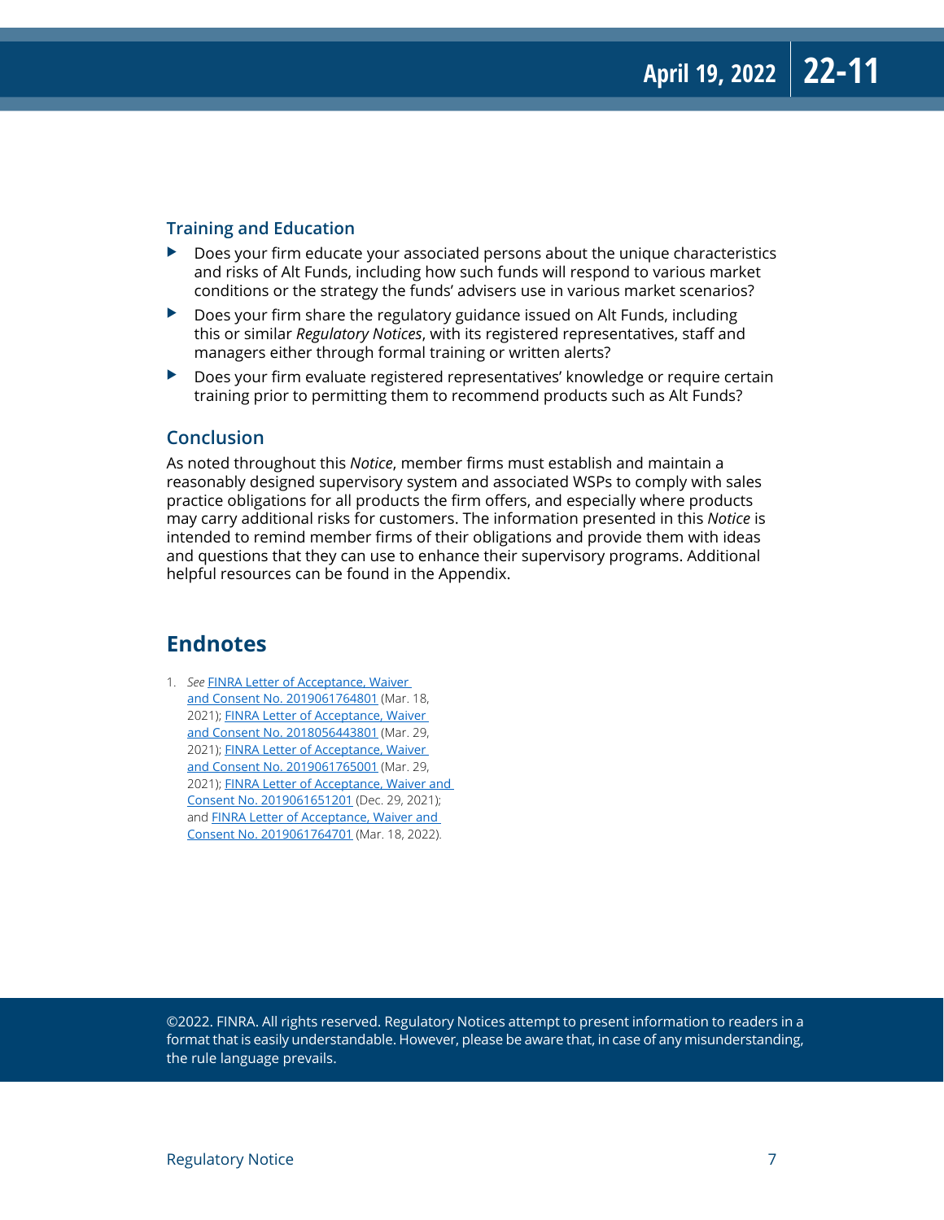### Training and Education

- Does your firm educate your associated persons about the unique characteristics and risks of Alt Funds, including how such funds will respond to various market conditions or the strategy the funds' advisers use in various market scenarios?
- Does your firm share the regulatory guidance issued on Alt Funds, including this or similar *Regulatory Notices*, with its registered representatives, staff and managers either through formal training or written alerts?
- Does your firm evaluate registered representatives' knowledge or require certain training prior to permitting them to recommend products such as Alt Funds?

### Conclusion

As noted throughout this *Notice*, member firms must establish and maintain a reasonably designed supervisory system and associated WSPs to comply with sales practice obligations for all products the firm offers, and especially where products may carry additional risks for customers. The information presented in this *Notice* is intended to remind member firms of their obligations and provide them with ideas and questions that they can use to enhance their supervisory programs. Additional helpful resources can be found in the Appendix.

## Endnotes

1. *See* FINRA Letter of Acceptance, Waiver and Consent No. 2019061764801 (Mar. 18, 2021); FINRA Letter of Acceptance, Waiver and Consent No. 2018056443801 (Mar. 29, 2021); FINRA Letter of Acceptance, Waiver and Consent No. 2019061765001 (Mar. 29, 2021); FINRA Letter of Acceptance, Waiver and Consent No. 2019061651201 (Dec. 29, 2021); and FINRA Letter of Acceptance, Waiver and Consent No. 2019061764701 (Mar. 18, 2022).

©2022. FINRA. All rights reserved. Regulatory Notices attempt to present information to readers in a format that is easily understandable. However, please be aware that, in case of any misunderstanding, the rule language prevails.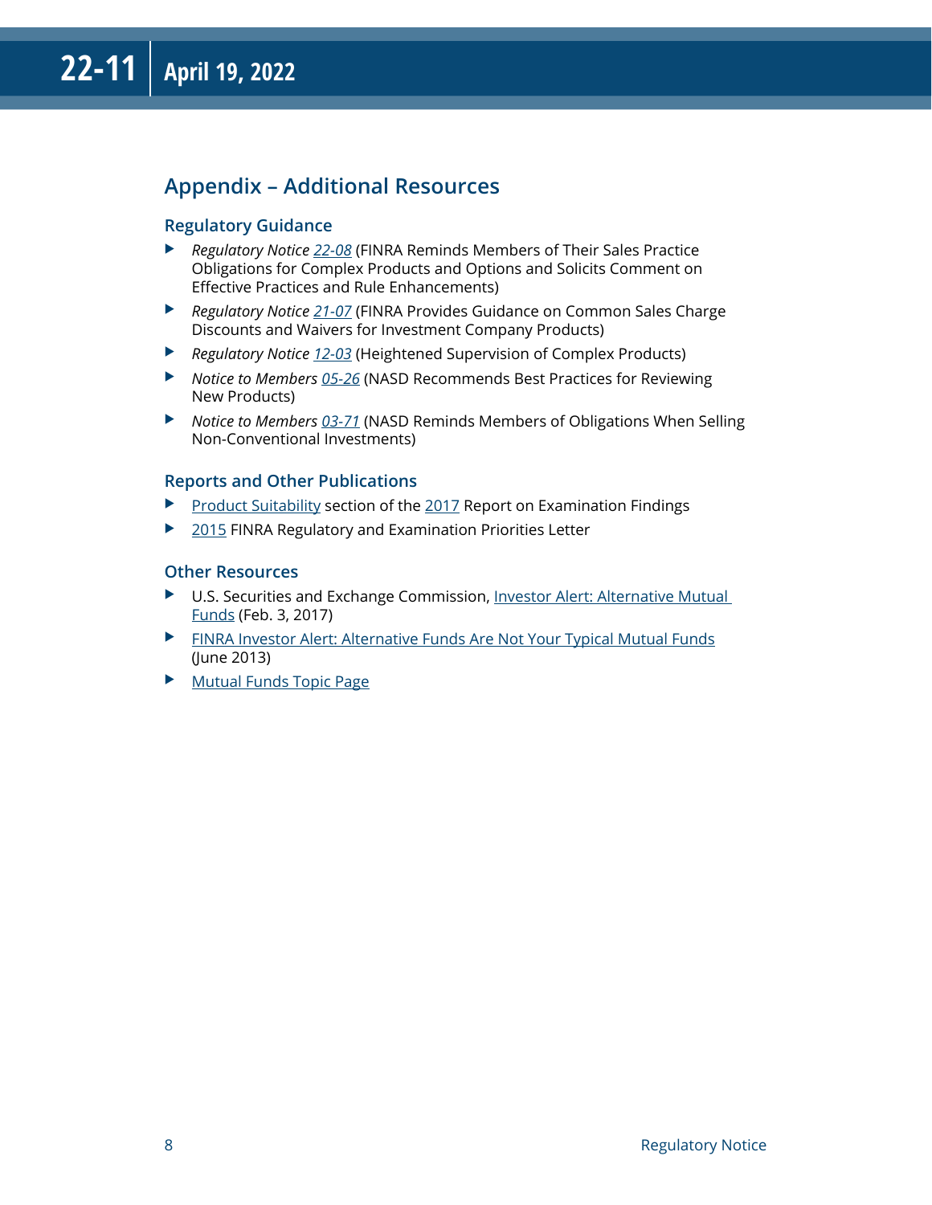## Appendix – Additional Resources

### Regulatory Guidance

- *Regulatory Notice 22-08* (FINRA Reminds Members of Their Sales Practice Obligations for Complex Products and Options and Solicits Comment on Effective Practices and Rule Enhancements)
- *Regulatory Notice 21-07* (FINRA Provides Guidance on Common Sales Charge Discounts and Waivers for Investment Company Products)
- *Regulatory Notice 12-03* (Heightened Supervision of Complex Products)
- *Notice to Members 05-26* (NASD Recommends Best Practices for Reviewing New Products)
- *Notice to Members 03-71* (NASD Reminds Members of Obligations When Selling Non-Conventional Investments)

### Reports and Other Publications

- Product Suitability section of the 2017 Report on Examination Findings
- 2015 FINRA Regulatory and Examination Priorities Letter

### Other Resources

- U.S. Securities and Exchange Commission, Investor Alert: Alternative Mutual Funds (Feb. 3, 2017)
- FINRA Investor Alert: Alternative Funds Are Not Your Typical Mutual Funds (June 2013)
- Mutual Funds Topic Page